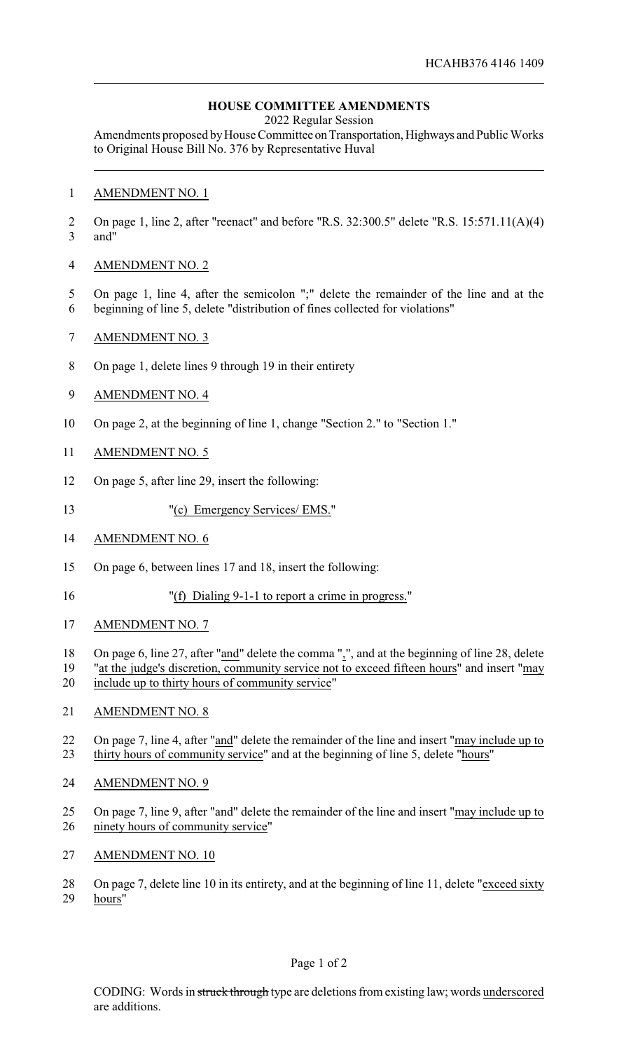HCAHB376 4146 1409

# HOUSE COMMITTEE AMENDMENTS

2022 Regular Session

Amendments proposed by House Committee on Transportation, Highways and Public Works to Original House Bill No. 376 by Representative Huval

AMENDMENT NO. 1

On page 1, line 2, after "reenact" and before "R.S. 32:300.5" delete "R.S. 15:571.11(A)(4) and"

AMENDMENT NO. 2

On page 1, line 4, after the semicolon ";" delete the remainder of the line and at the beginning of line 5, delete "distribution of fines collected for violations"

AMENDMENT NO. 3

On page 1, delete lines 9 through 19 in their entirety

AMENDMENT NO. 4

On page 2, at the beginning of line 1, change "Section 2." to "Section 1."

AMENDMENT NO. 5

On page 5, after line 29, insert the following:

"(c) Emergency Services/ EMS."

AMENDMENT NO. 6

On page 6, between lines 17 and 18, insert the following:

"(f) Dialing 9-1-1 to report a crime in progress."

AMENDMENT NO. 7

On page 6, line 27, after "and" delete the comma ",", and at the beginning of line 28, delete "at the judge's discretion, community service not to exceed fifteen hours" and insert "may include up to thirty hours of community service"

AMENDMENT NO. 8

On page 7, line 4, after "and" delete the remainder of the line and insert "may include up to thirty hours of community service" and at the beginning of line 5, delete "hours"

AMENDMENT NO. 9

On page 7, line 9, after "and" delete the remainder of the line and insert "may include up to ninety hours of community service"

AMENDMENT NO. 10

On page 7, delete line 10 in its entirety, and at the beginning of line 11, delete "exceed sixty hours"

CODING: Words in ~~struck through~~ type are deletions from existing law; words underscored are additions.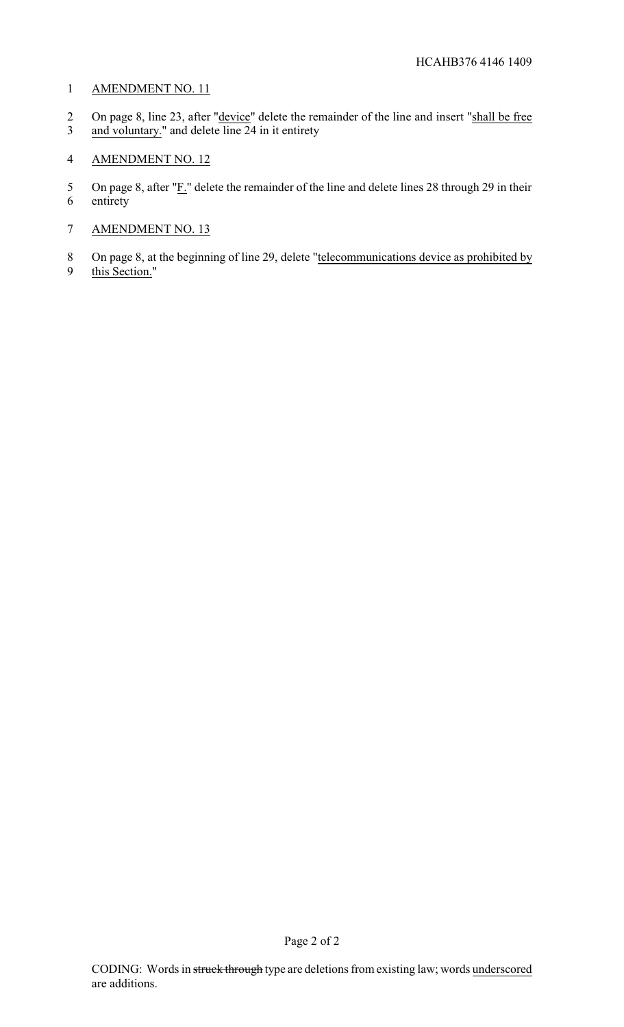AMENDMENT NO. 11

On page 8, line 23, after "device" delete the remainder of the line and insert "shall be free and voluntary." and delete line 24 in it entirety

AMENDMENT NO. 12

On page 8, after "F." delete the remainder of the line and delete lines 28 through 29 in their entirety

AMENDMENT NO. 13

On page 8, at the beginning of line 29, delete "telecommunications device as prohibited by this Section."

CODING: Words in ~~struck through~~ type are deletions from existing law; words underscored are additions.